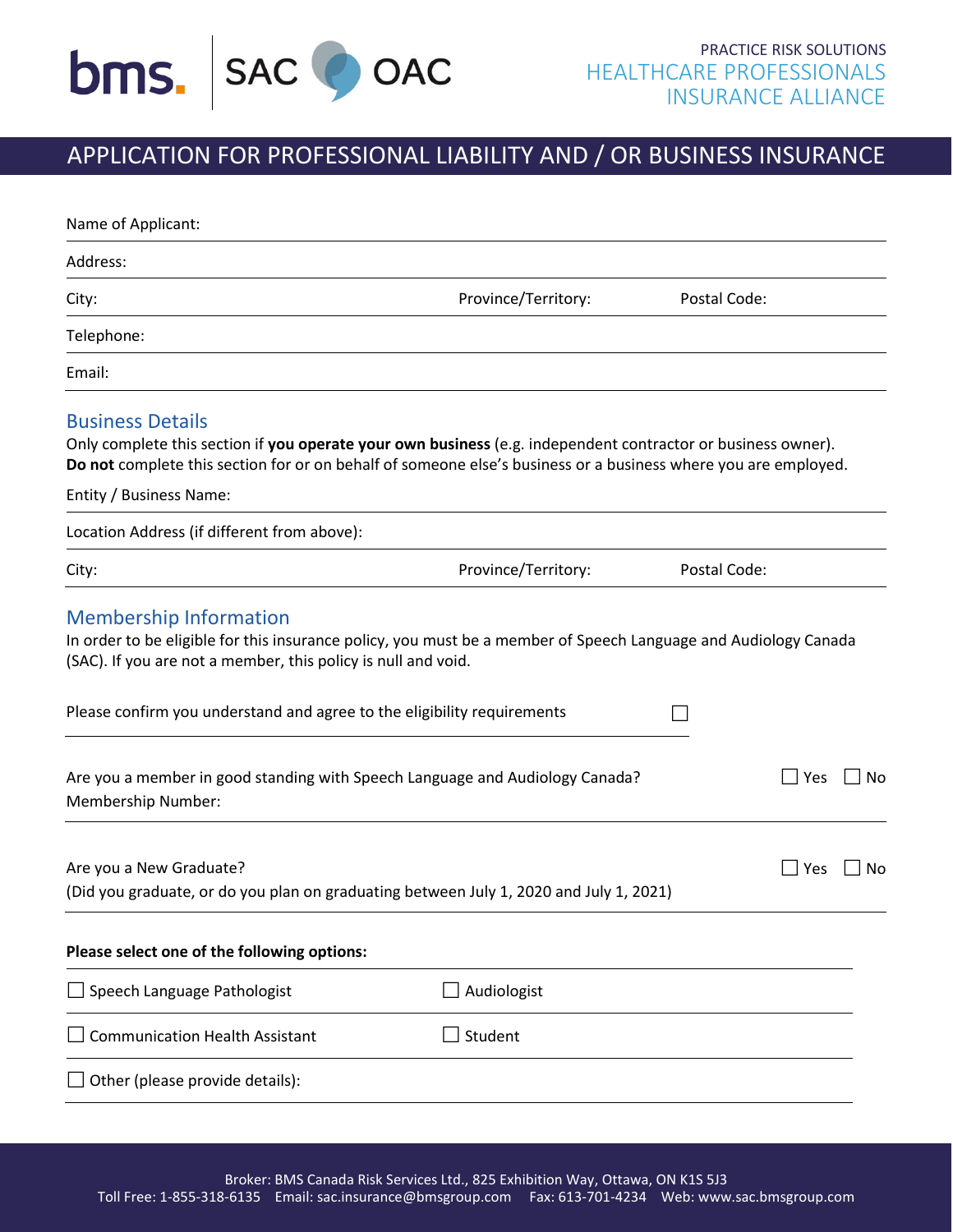bms. | SAC OAC

PRACTICE RISK SOLUTIONS
HEALTHCARE PROFESSIONALS
INSURANCE ALLIANCE

# APPLICATION FOR PROFESSIONAL LIABILITY AND / OR BUSINESS INSURANCE

Name of Applicant:

Address:

City: Province/Territory: Postal Code:

Telephone:

Email:

## Business Details

Only complete this section if **you operate your own business** (e.g. independent contractor or business owner). **Do not** complete this section for or on behalf of someone else's business or a business where you are employed.

Entity / Business Name:

Location Address (if different from above):

City: Province/Territory: Postal Code:

## Membership Information

In order to be eligible for this insurance policy, you must be a member of Speech Language and Audiology Canada (SAC). If you are not a member, this policy is null and void.

Please confirm you understand and agree to the eligibility requirements ☐

Are you a member in good standing with Speech Language and Audiology Canada? ☐ Yes ☐ No
Membership Number:

Are you a New Graduate? ☐ Yes ☐ No
(Did you graduate, or do you plan on graduating between July 1, 2020 and July 1, 2021)

**Please select one of the following options:**

☐ Speech Language Pathologist ☐ Audiologist

☐ Communication Health Assistant ☐ Student

☐ Other (please provide details):

Broker: BMS Canada Risk Services Ltd., 825 Exhibition Way, Ottawa, ON K1S 5J3
Toll Free: 1-855-318-6135 Email: sac.insurance@bmsgroup.com Fax: 613-701-4234 Web: www.sac.bmsgroup.com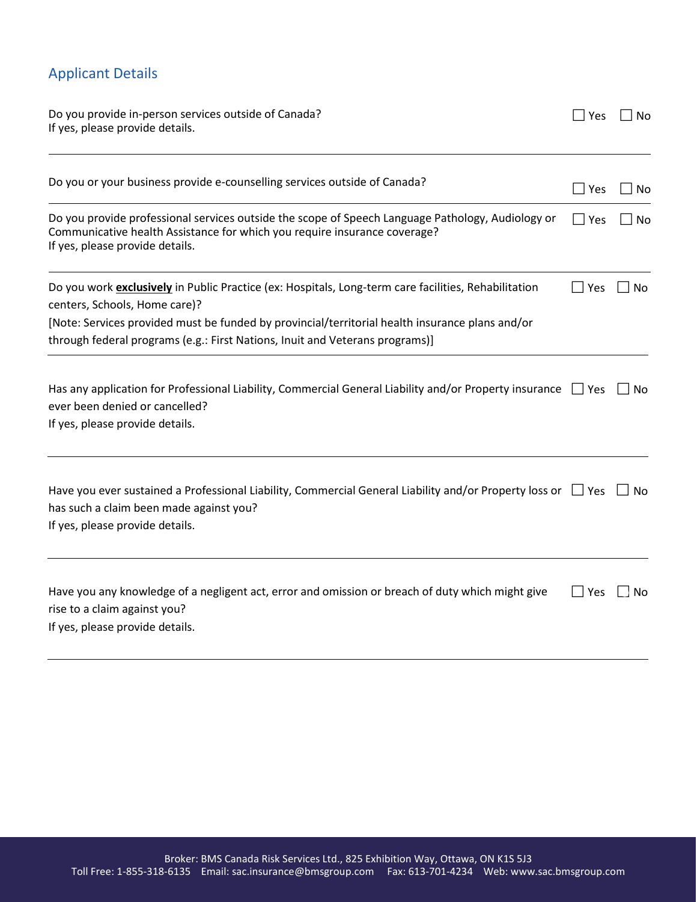## Applicant Details

Do you provide in-person services outside of Canada?
If yes, please provide details.

☐ Yes ☐ No

---

Do you or your business provide e-counselling services outside of Canada?

☐ Yes ☐ No

---

Do you provide professional services outside the scope of Speech Language Pathology, Audiology or Communicative health Assistance for which you require insurance coverage?
If yes, please provide details.

☐ Yes ☐ No

---

Do you work **exclusively** in Public Practice (ex: Hospitals, Long-term care facilities, Rehabilitation centers, Schools, Home care)?

[Note: Services provided must be funded by provincial/territorial health insurance plans and/or through federal programs (e.g.: First Nations, Inuit and Veterans programs)]

☐ Yes ☐ No

---

Has any application for Professional Liability, Commercial General Liability and/or Property insurance ever been denied or cancelled?
If yes, please provide details.

☐ Yes ☐ No

---

Have you ever sustained a Professional Liability, Commercial General Liability and/or Property loss or has such a claim been made against you?
If yes, please provide details.

☐ Yes ☐ No

---

Have you any knowledge of a negligent act, error and omission or breach of duty which might give rise to a claim against you?
If yes, please provide details.

☐ Yes ☐ No

---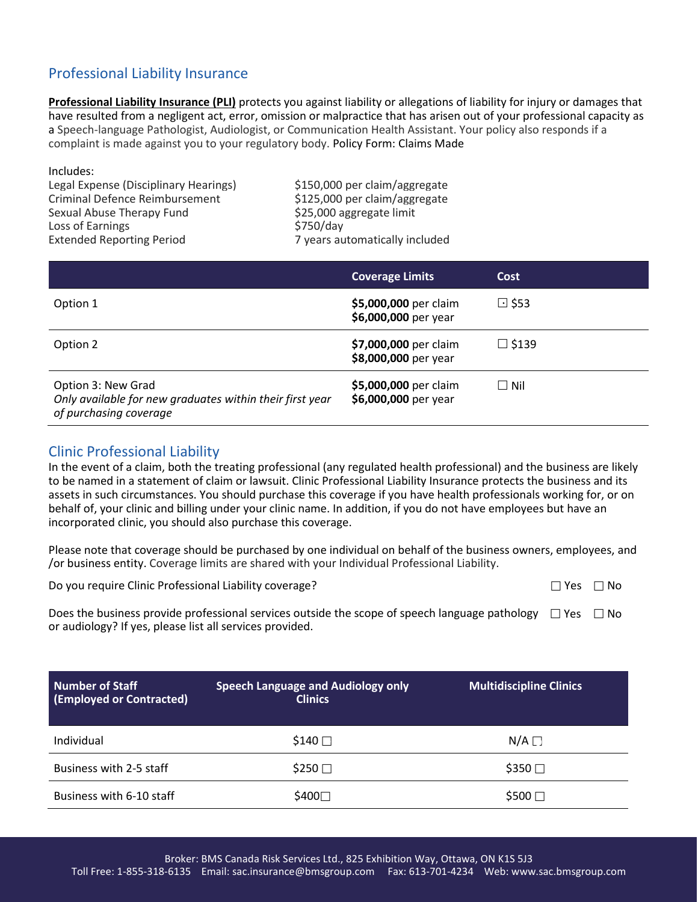## Professional Liability Insurance

**Professional Liability Insurance (PLI)** protects you against liability or allegations of liability for injury or damages that have resulted from a negligent act, error, omission or malpractice that has arisen out of your professional capacity as a Speech-language Pathologist, Audiologist, or Communication Health Assistant. Your policy also responds if a complaint is made against you to your regulatory body. Policy Form: Claims Made

Includes:

| | |
|---|---|
| Legal Expense (Disciplinary Hearings) | $150,000 per claim/aggregate |
| Criminal Defence Reimbursement | $125,000 per claim/aggregate |
| Sexual Abuse Therapy Fund | $25,000 aggregate limit |
| Loss of Earnings | $750/day |
| Extended Reporting Period | 7 years automatically included |

| | Coverage Limits | Cost |
|---|---|---|
| Option 1 | **$5,000,000** per claim<br>**$6,000,000** per year | ☐ $53 |
| Option 2 | **$7,000,000** per claim<br>**$8,000,000** per year | ☐ $139 |
| Option 3: New Grad<br>*Only available for new graduates within their first year of purchasing coverage* | **$5,000,000** per claim<br>**$6,000,000** per year | ☐ Nil |

## Clinic Professional Liability

In the event of a claim, both the treating professional (any regulated health professional) and the business are likely to be named in a statement of claim or lawsuit. Clinic Professional Liability Insurance protects the business and its assets in such circumstances. You should purchase this coverage if you have health professionals working for, or on behalf of, your clinic and billing under your clinic name. In addition, if you do not have employees but have an incorporated clinic, you should also purchase this coverage.

Please note that coverage should be purchased by one individual on behalf of the business owners, employees, and /or business entity. Coverage limits are shared with your Individual Professional Liability.

Do you require Clinic Professional Liability coverage? ☐ Yes ☐ No

Does the business provide professional services outside the scope of speech language pathology or audiology? If yes, please list all services provided. ☐ Yes ☐ No

| Number of Staff (Employed or Contracted) | Speech Language and Audiology only Clinics | Multidiscipline Clinics |
|---|---|---|
| Individual | $140 ☐ | N/A ☐ |
| Business with 2-5 staff | $250 ☐ | $350 ☐ |
| Business with 6-10 staff | $400☐ | $500 ☐ |

Broker: BMS Canada Risk Services Ltd., 825 Exhibition Way, Ottawa, ON K1S 5J3
Toll Free: 1-855-318-6135 Email: sac.insurance@bmsgroup.com Fax: 613-701-4234 Web: www.sac.bmsgroup.com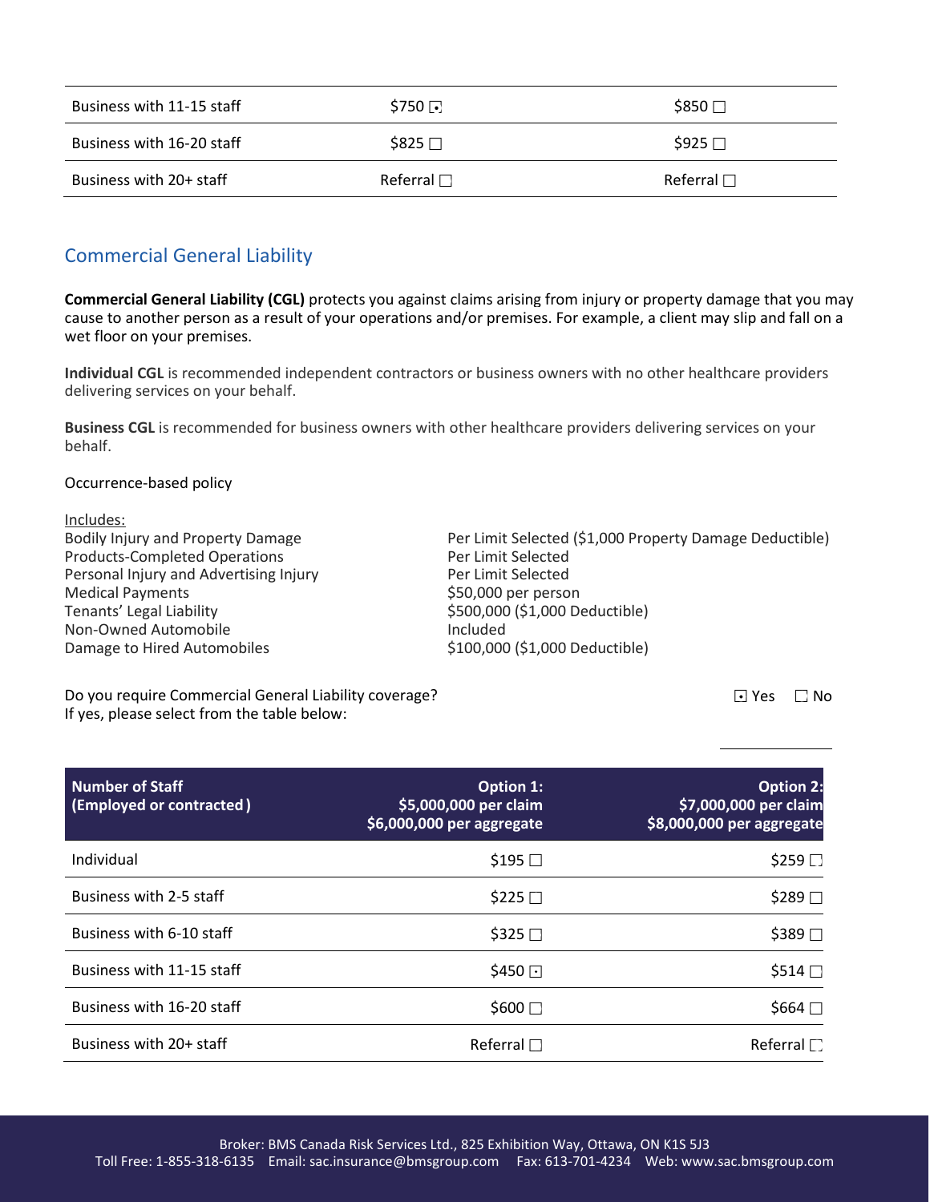| Business with 11-15 staff | $750 ☑ | $850 ☐ |
|---|---|---|
| Business with 16-20 staff | $825 ☐ | $925 ☐ |
| Business with 20+ staff | Referral ☐ | Referral ☐ |

## Commercial General Liability

**Commercial General Liability (CGL)** protects you against claims arising from injury or property damage that you may cause to another person as a result of your operations and/or premises. For example, a client may slip and fall on a wet floor on your premises.

**Individual CGL** is recommended independent contractors or business owners with no other healthcare providers delivering services on your behalf.

**Business CGL** is recommended for business owners with other healthcare providers delivering services on your behalf.

Occurrence-based policy

Includes:

| | |
|---|---|
| Bodily Injury and Property Damage | Per Limit Selected ($1,000 Property Damage Deductible) |
| Products-Completed Operations | Per Limit Selected |
| Personal Injury and Advertising Injury | Per Limit Selected |
| Medical Payments | $50,000 per person |
| Tenants' Legal Liability | $500,000 ($1,000 Deductible) |
| Non-Owned Automobile | Included |
| Damage to Hired Automobiles | $100,000 ($1,000 Deductible) |

Do you require Commercial General Liability coverage? ☑ Yes ☐ No
If yes, please select from the table below:

| Number of Staff (Employed or contracted) | Option 1: $5,000,000 per claim $6,000,000 per aggregate | Option 2: $7,000,000 per claim $8,000,000 per aggregate |
|---|---|---|
| Individual | $195 ☐ | $259 ☐ |
| Business with 2-5 staff | $225 ☐ | $289 ☐ |
| Business with 6-10 staff | $325 ☐ | $389 ☐ |
| Business with 11-15 staff | $450 ☑ | $514 ☐ |
| Business with 16-20 staff | $600 ☐ | $664 ☐ |
| Business with 20+ staff | Referral ☐ | Referral ☐ |

Broker: BMS Canada Risk Services Ltd., 825 Exhibition Way, Ottawa, ON K1S 5J3
Toll Free: 1-855-318-6135 Email: sac.insurance@bmsgroup.com Fax: 613-701-4234 Web: www.sac.bmsgroup.com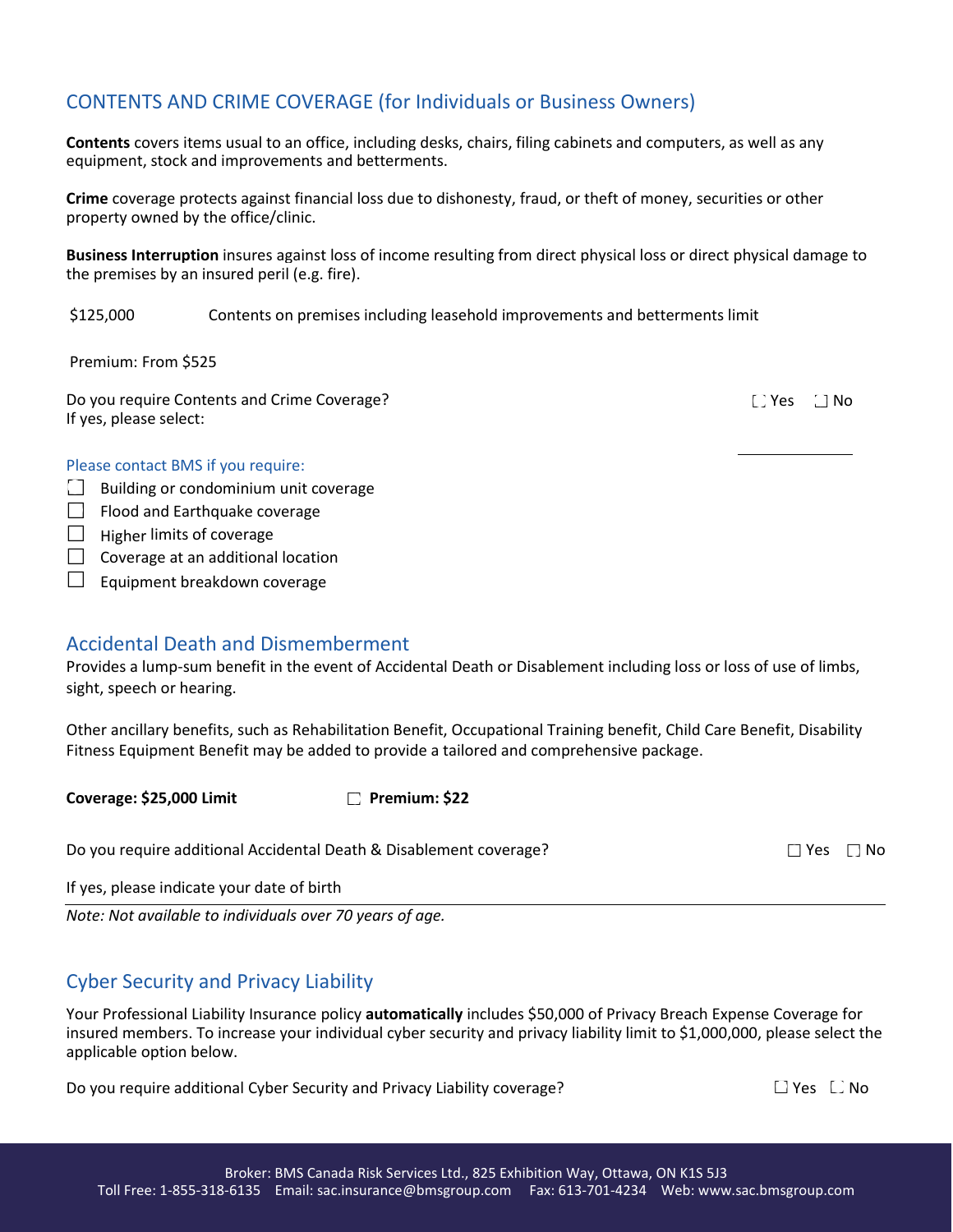## CONTENTS AND CRIME COVERAGE (for Individuals or Business Owners)

**Contents** covers items usual to an office, including desks, chairs, filing cabinets and computers, as well as any equipment, stock and improvements and betterments.

**Crime** coverage protects against financial loss due to dishonesty, fraud, or theft of money, securities or other property owned by the office/clinic.

**Business Interruption** insures against loss of income resulting from direct physical loss or direct physical damage to the premises by an insured peril (e.g. fire).

$125,000 Contents on premises including leasehold improvements and betterments limit

Premium: From $525

Do you require Contents and Crime Coverage? ☐ Yes ☐ No

If yes, please select: ______________

Please contact BMS if you require:

- ☐ Building or condominium unit coverage
- ☐ Flood and Earthquake coverage
- ☐ Higher limits of coverage
- ☐ Coverage at an additional location
- ☐ Equipment breakdown coverage

## Accidental Death and Dismemberment

Provides a lump-sum benefit in the event of Accidental Death or Disablement including loss or loss of use of limbs, sight, speech or hearing.

Other ancillary benefits, such as Rehabilitation Benefit, Occupational Training benefit, Child Care Benefit, Disability Fitness Equipment Benefit may be added to provide a tailored and comprehensive package.

**Coverage: $25,000 Limit** ☐ **Premium: $22**

Do you require additional Accidental Death & Disablement coverage? ☐ Yes ☐ No

If yes, please indicate your date of birth ______________

*Note: Not available to individuals over 70 years of age.*

## Cyber Security and Privacy Liability

Your Professional Liability Insurance policy **automatically** includes $50,000 of Privacy Breach Expense Coverage for insured members. To increase your individual cyber security and privacy liability limit to $1,000,000, please select the applicable option below.

Do you require additional Cyber Security and Privacy Liability coverage? ☐ Yes ☐ No

Broker: BMS Canada Risk Services Ltd., 825 Exhibition Way, Ottawa, ON K1S 5J3
Toll Free: 1-855-318-6135 Email: sac.insurance@bmsgroup.com Fax: 613-701-4234 Web: www.sac.bmsgroup.com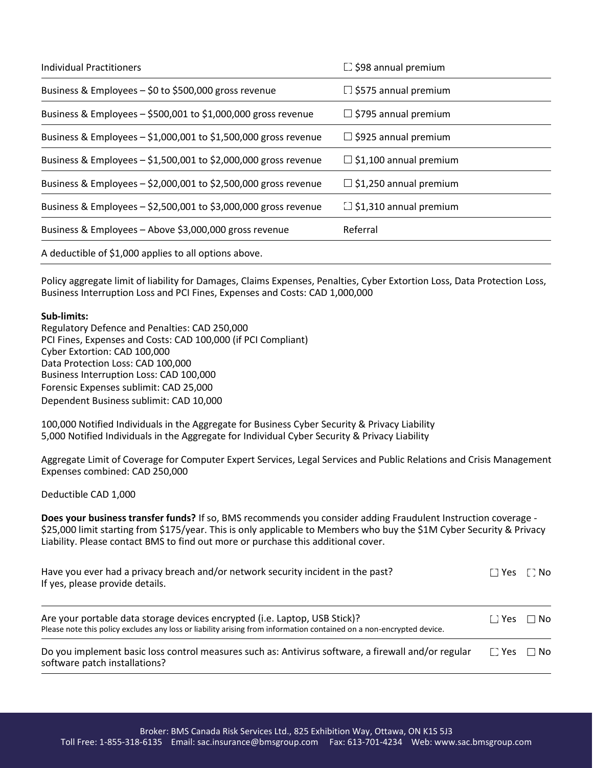| Individual Practitioners | ☐ $98 annual premium |
|---|---|
| Business & Employees – $0 to $500,000 gross revenue | ☐ $575 annual premium |
| Business & Employees – $500,001 to $1,000,000 gross revenue | ☐ $795 annual premium |
| Business & Employees – $1,000,001 to $1,500,000 gross revenue | ☐ $925 annual premium |
| Business & Employees – $1,500,001 to $2,000,000 gross revenue | ☐ $1,100 annual premium |
| Business & Employees – $2,000,001 to $2,500,000 gross revenue | ☐ $1,250 annual premium |
| Business & Employees – $2,500,001 to $3,000,000 gross revenue | ☐ $1,310 annual premium |
| Business & Employees – Above $3,000,000 gross revenue | Referral |
| A deductible of $1,000 applies to all options above. | |

Policy aggregate limit of liability for Damages, Claims Expenses, Penalties, Cyber Extortion Loss, Data Protection Loss, Business Interruption Loss and PCI Fines, Expenses and Costs: CAD 1,000,000

**Sub-limits:**
Regulatory Defence and Penalties: CAD 250,000
PCI Fines, Expenses and Costs: CAD 100,000 (if PCI Compliant)
Cyber Extortion: CAD 100,000
Data Protection Loss: CAD 100,000
Business Interruption Loss: CAD 100,000
Forensic Expenses sublimit: CAD 25,000
Dependent Business sublimit: CAD 10,000

100,000 Notified Individuals in the Aggregate for Business Cyber Security & Privacy Liability
5,000 Notified Individuals in the Aggregate for Individual Cyber Security & Privacy Liability

Aggregate Limit of Coverage for Computer Expert Services, Legal Services and Public Relations and Crisis Management Expenses combined: CAD 250,000

Deductible CAD 1,000

**Does your business transfer funds?** If so, BMS recommends you consider adding Fraudulent Instruction coverage - $25,000 limit starting from $175/year. This is only applicable to Members who buy the $1M Cyber Security & Privacy Liability. Please contact BMS to find out more or purchase this additional cover.

| | |
|---|---|
| Have you ever had a privacy breach and/or network security incident in the past? If yes, please provide details. | ☐ Yes ☐ No |
| Are your portable data storage devices encrypted (i.e. Laptop, USB Stick)? Please note this policy excludes any loss or liability arising from information contained on a non-encrypted device. | ☐ Yes ☐ No |
| Do you implement basic loss control measures such as: Antivirus software, a firewall and/or regular software patch installations? | ☐ Yes ☐ No |

Broker: BMS Canada Risk Services Ltd., 825 Exhibition Way, Ottawa, ON K1S 5J3
Toll Free: 1-855-318-6135 Email: sac.insurance@bmsgroup.com Fax: 613-701-4234 Web: www.sac.bmsgroup.com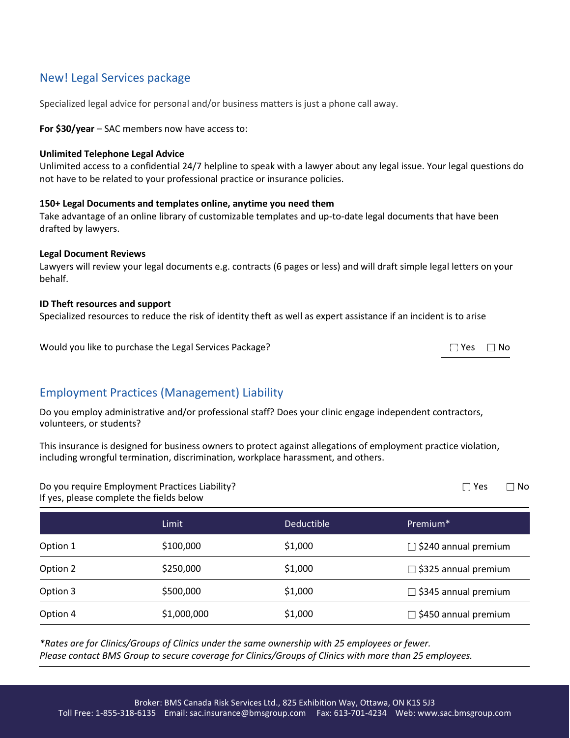## New! Legal Services package

Specialized legal advice for personal and/or business matters is just a phone call away.

**For $30/year** – SAC members now have access to:

**Unlimited Telephone Legal Advice**
Unlimited access to a confidential 24/7 helpline to speak with a lawyer about any legal issue. Your legal questions do not have to be related to your professional practice or insurance policies.

**150+ Legal Documents and templates online, anytime you need them**
Take advantage of an online library of customizable templates and up-to-date legal documents that have been drafted by lawyers.

**Legal Document Reviews**
Lawyers will review your legal documents e.g. contracts (6 pages or less) and will draft simple legal letters on your behalf.

**ID Theft resources and support**
Specialized resources to reduce the risk of identity theft as well as expert assistance if an incident is to arise

Would you like to purchase the Legal Services Package? ☐ Yes ☐ No

## Employment Practices (Management) Liability

Do you employ administrative and/or professional staff? Does your clinic engage independent contractors, volunteers, or students?

This insurance is designed for business owners to protect against allegations of employment practice violation, including wrongful termination, discrimination, workplace harassment, and others.

Do you require Employment Practices Liability? ☐ Yes ☐ No
If yes, please complete the fields below

| | Limit | Deductible | Premium* |
|---|---|---|---|
| Option 1 | $100,000 | $1,000 | ☐ $240 annual premium |
| Option 2 | $250,000 | $1,000 | ☐ $325 annual premium |
| Option 3 | $500,000 | $1,000 | ☐ $345 annual premium |
| Option 4 | $1,000,000 | $1,000 | ☐ $450 annual premium |

*\*Rates are for Clinics/Groups of Clinics under the same ownership with 25 employees or fewer.*
*Please contact BMS Group to secure coverage for Clinics/Groups of Clinics with more than 25 employees.*

Broker: BMS Canada Risk Services Ltd., 825 Exhibition Way, Ottawa, ON K1S 5J3
Toll Free: 1-855-318-6135 Email: sac.insurance@bmsgroup.com Fax: 613-701-4234 Web: www.sac.bmsgroup.com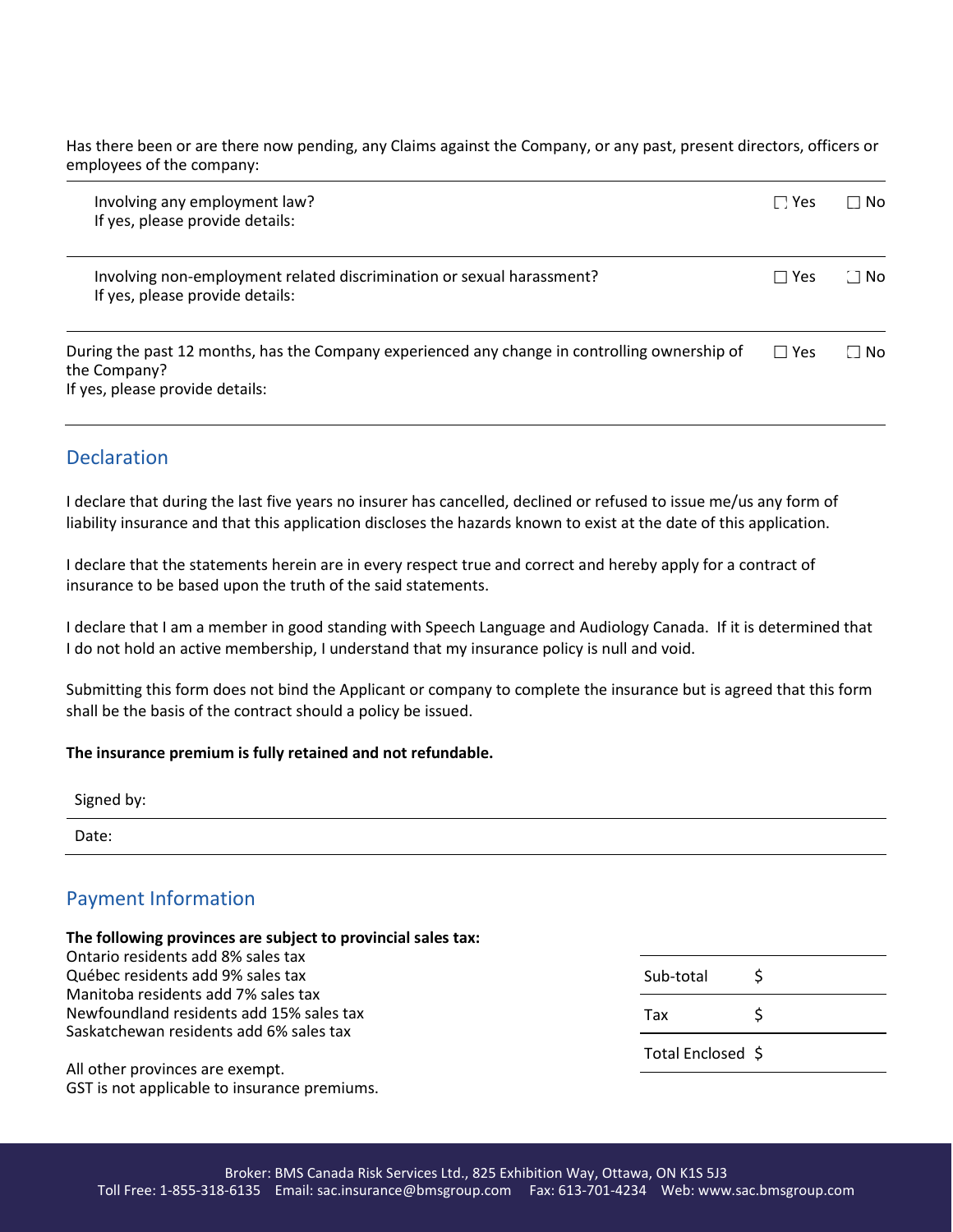Has there been or are there now pending, any Claims against the Company, or any past, present directors, officers or employees of the company:

| | | |
|---|---|---|
| Involving any employment law?<br>If yes, please provide details: | ☐ Yes | ☐ No |
| Involving non-employment related discrimination or sexual harassment?<br>If yes, please provide details: | ☐ Yes | ☐ No |

| | | |
|---|---|---|
| During the past 12 months, has the Company experienced any change in controlling ownership of the Company?<br>If yes, please provide details: | ☐ Yes | ☐ No |

## Declaration

I declare that during the last five years no insurer has cancelled, declined or refused to issue me/us any form of liability insurance and that this application discloses the hazards known to exist at the date of this application.

I declare that the statements herein are in every respect true and correct and hereby apply for a contract of insurance to be based upon the truth of the said statements.

I declare that I am a member in good standing with Speech Language and Audiology Canada. If it is determined that I do not hold an active membership, I understand that my insurance policy is null and void.

Submitting this form does not bind the Applicant or company to complete the insurance but is agreed that this form shall be the basis of the contract should a policy be issued.

**The insurance premium is fully retained and not refundable.**

Signed by:

Date:

## Payment Information

**The following provinces are subject to provincial sales tax:**
Ontario residents add 8% sales tax
Québec residents add 9% sales tax
Manitoba residents add 7% sales tax
Newfoundland residents add 15% sales tax
Saskatchewan residents add 6% sales tax

All other provinces are exempt.
GST is not applicable to insurance premiums.

| | |
|---|---|
| Sub-total | $ |
| Tax | $ |
| Total Enclosed | $ |

Broker: BMS Canada Risk Services Ltd., 825 Exhibition Way, Ottawa, ON K1S 5J3
Toll Free: 1-855-318-6135 Email: sac.insurance@bmsgroup.com Fax: 613-701-4234 Web: www.sac.bmsgroup.com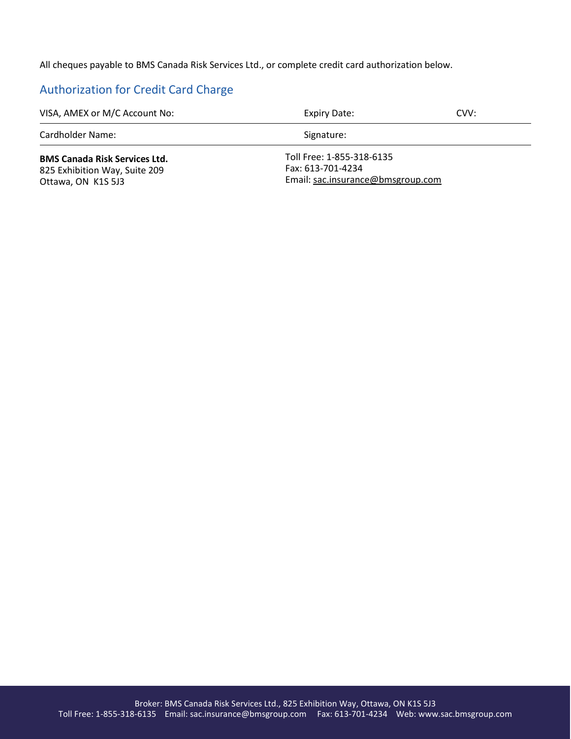All cheques payable to BMS Canada Risk Services Ltd., or complete credit card authorization below.

## Authorization for Credit Card Charge

| | | |
|---|---|---|
| VISA, AMEX or M/C Account No: | Expiry Date: | CVV: |
| Cardholder Name: | Signature: | |

**BMS Canada Risk Services Ltd.**
825 Exhibition Way, Suite 209
Ottawa, ON K1S 5J3

Toll Free: 1-855-318-6135
Fax: 613-701-4234
Email: sac.insurance@bmsgroup.com